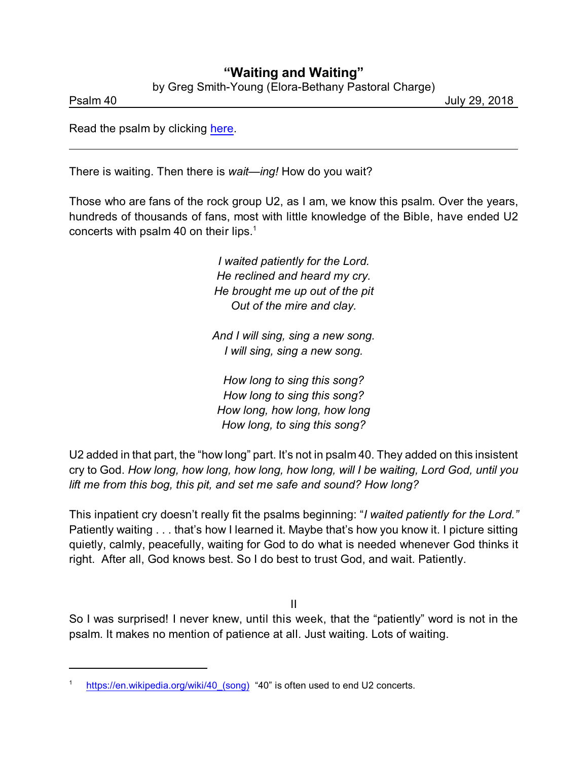# "Waiting and Waiting"

by Greg Smith-Young (Elora-Bethany Pastoral Charge)

Psalm 40 July 29, 2018

Read the psalm by clicking here.

---

There is waiting. Then there is *wait—ing!* How do you wait?

Those who are fans of the rock group U2, as I am, we know this psalm. Over the years, hundreds of thousands of fans, most with little knowledge of the Bible, have ended U2 concerts with psalm 40 on their lips.[1]

*I waited patiently for the Lord.*
*He reclined and heard my cry.*
*He brought me up out of the pit*
*Out of the mire and clay.*

*And I will sing, sing a new song.*
*I will sing, sing a new song.*

*How long to sing this song?*
*How long to sing this song?*
*How long, how long, how long*
*How long, to sing this song?*

U2 added in that part, the "how long" part. It's not in psalm 40. They added on this insistent cry to God. *How long, how long, how long, how long, will I be waiting, Lord God, until you lift me from this bog, this pit, and set me safe and sound? How long?*

This inpatient cry doesn't really fit the psalms beginning: "*I waited patiently for the Lord."* Patiently waiting . . . that's how I learned it. Maybe that's how you know it. I picture sitting quietly, calmly, peacefully, waiting for God to do what is needed whenever God thinks it right. After all, God knows best. So I do best to trust God, and wait. Patiently.

II

So I was surprised! I never knew, until this week, that the "patiently" word is not in the psalm. It makes no mention of patience at all. Just waiting. Lots of waiting.

---

[1] https://en.wikipedia.org/wiki/40_(song) "40" is often used to end U2 concerts.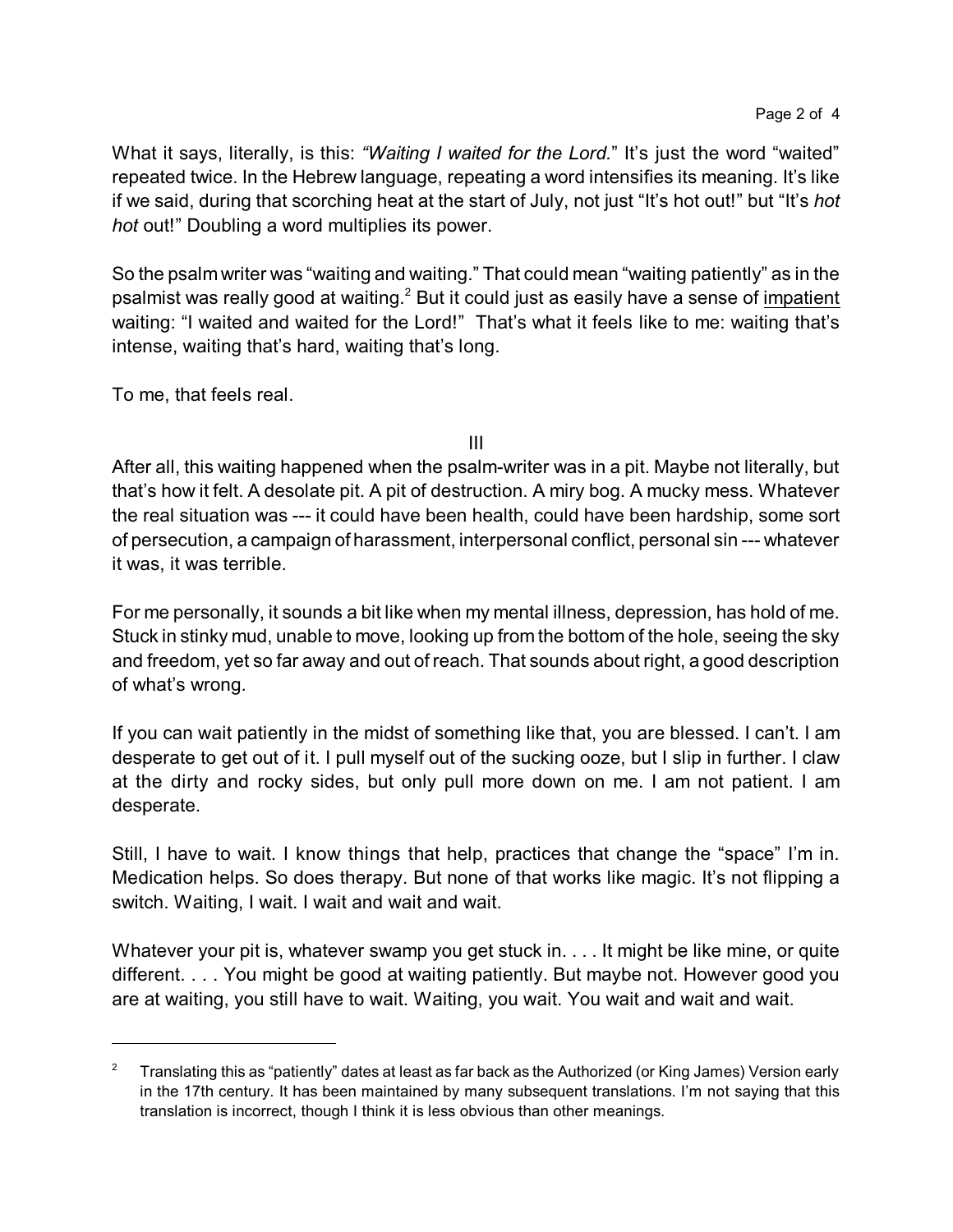What it says, literally, is this: *"Waiting I waited for the Lord."* It's just the word "waited" repeated twice. In the Hebrew language, repeating a word intensifies its meaning. It's like if we said, during that scorching heat at the start of July, not just "It's hot out!" but "It's *hot hot* out!" Doubling a word multiplies its power.

So the psalm writer was "waiting and waiting." That could mean "waiting patiently" as in the psalmist was really good at waiting.[2] But it could just as easily have a sense of <u>impatient</u> waiting: "I waited and waited for the Lord!" That's what it feels like to me: waiting that's intense, waiting that's hard, waiting that's long.

To me, that feels real.

## III

After all, this waiting happened when the psalm-writer was in a pit. Maybe not literally, but that's how it felt. A desolate pit. A pit of destruction. A miry bog. A mucky mess. Whatever the real situation was --- it could have been health, could have been hardship, some sort of persecution, a campaign of harassment, interpersonal conflict, personal sin --- whatever it was, it was terrible.

For me personally, it sounds a bit like when my mental illness, depression, has hold of me. Stuck in stinky mud, unable to move, looking up from the bottom of the hole, seeing the sky and freedom, yet so far away and out of reach. That sounds about right, a good description of what's wrong.

If you can wait patiently in the midst of something like that, you are blessed. I can't. I am desperate to get out of it. I pull myself out of the sucking ooze, but I slip in further. I claw at the dirty and rocky sides, but only pull more down on me. I am not patient. I am desperate.

Still, I have to wait. I know things that help, practices that change the "space" I'm in. Medication helps. So does therapy. But none of that works like magic. It's not flipping a switch. Waiting, I wait. I wait and wait and wait.

Whatever your pit is, whatever swamp you get stuck in. . . . It might be like mine, or quite different. . . . You might be good at waiting patiently. But maybe not. However good you are at waiting, you still have to wait. Waiting, you wait. You wait and wait and wait.

---

[2] Translating this as "patiently" dates at least as far back as the Authorized (or King James) Version early in the 17th century. It has been maintained by many subsequent translations. I'm not saying that this translation is incorrect, though I think it is less obvious than other meanings.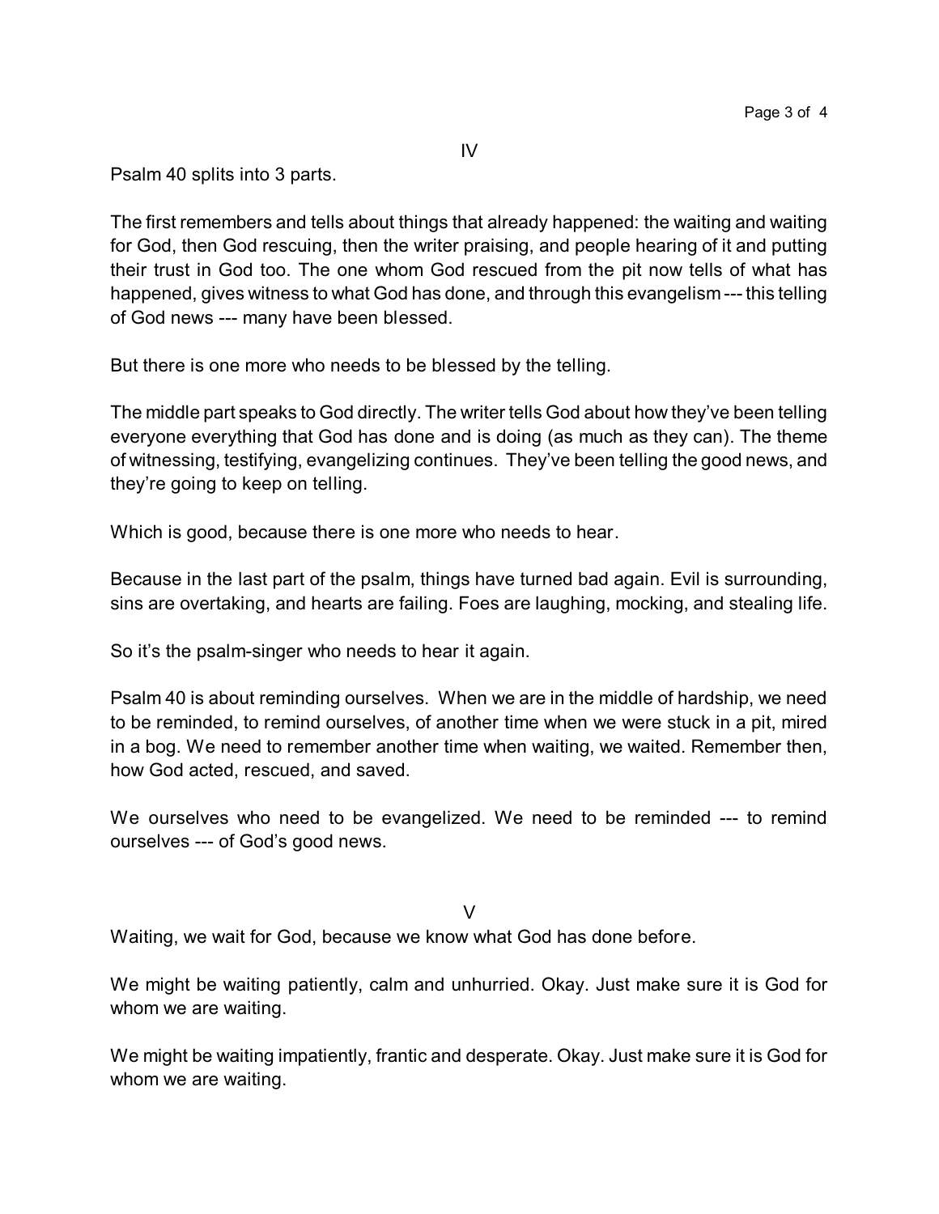## IV

Psalm 40 splits into 3 parts.

The first remembers and tells about things that already happened: the waiting and waiting for God, then God rescuing, then the writer praising, and people hearing of it and putting their trust in God too. The one whom God rescued from the pit now tells of what has happened, gives witness to what God has done, and through this evangelism --- this telling of God news --- many have been blessed.

But there is one more who needs to be blessed by the telling.

The middle part speaks to God directly. The writer tells God about how they've been telling everyone everything that God has done and is doing (as much as they can). The theme of witnessing, testifying, evangelizing continues. They've been telling the good news, and they're going to keep on telling.

Which is good, because there is one more who needs to hear.

Because in the last part of the psalm, things have turned bad again. Evil is surrounding, sins are overtaking, and hearts are failing. Foes are laughing, mocking, and stealing life.

So it's the psalm-singer who needs to hear it again.

Psalm 40 is about reminding ourselves. When we are in the middle of hardship, we need to be reminded, to remind ourselves, of another time when we were stuck in a pit, mired in a bog. We need to remember another time when waiting, we waited. Remember then, how God acted, rescued, and saved.

We ourselves who need to be evangelized. We need to be reminded --- to remind ourselves --- of God's good news.

## V

Waiting, we wait for God, because we know what God has done before.

We might be waiting patiently, calm and unhurried. Okay. Just make sure it is God for whom we are waiting.

We might be waiting impatiently, frantic and desperate. Okay. Just make sure it is God for whom we are waiting.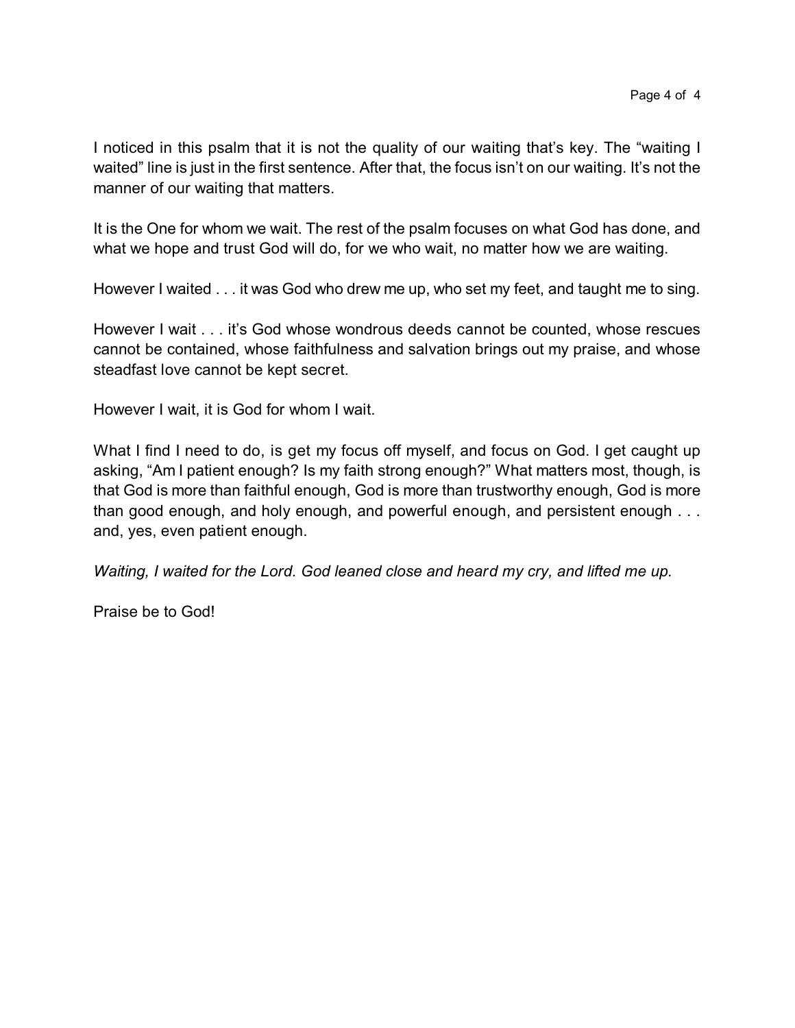I noticed in this psalm that it is not the quality of our waiting that's key. The "waiting I waited" line is just in the first sentence. After that, the focus isn't on our waiting. It's not the manner of our waiting that matters.

It is the One for whom we wait. The rest of the psalm focuses on what God has done, and what we hope and trust God will do, for we who wait, no matter how we are waiting.

However I waited . . . it was God who drew me up, who set my feet, and taught me to sing.

However I wait . . . it's God whose wondrous deeds cannot be counted, whose rescues cannot be contained, whose faithfulness and salvation brings out my praise, and whose steadfast love cannot be kept secret.

However I wait, it is God for whom I wait.

What I find I need to do, is get my focus off myself, and focus on God. I get caught up asking, "Am I patient enough? Is my faith strong enough?" What matters most, though, is that God is more than faithful enough, God is more than trustworthy enough, God is more than good enough, and holy enough, and powerful enough, and persistent enough . . . and, yes, even patient enough.

*Waiting, I waited for the Lord. God leaned close and heard my cry, and lifted me up.*

Praise be to God!